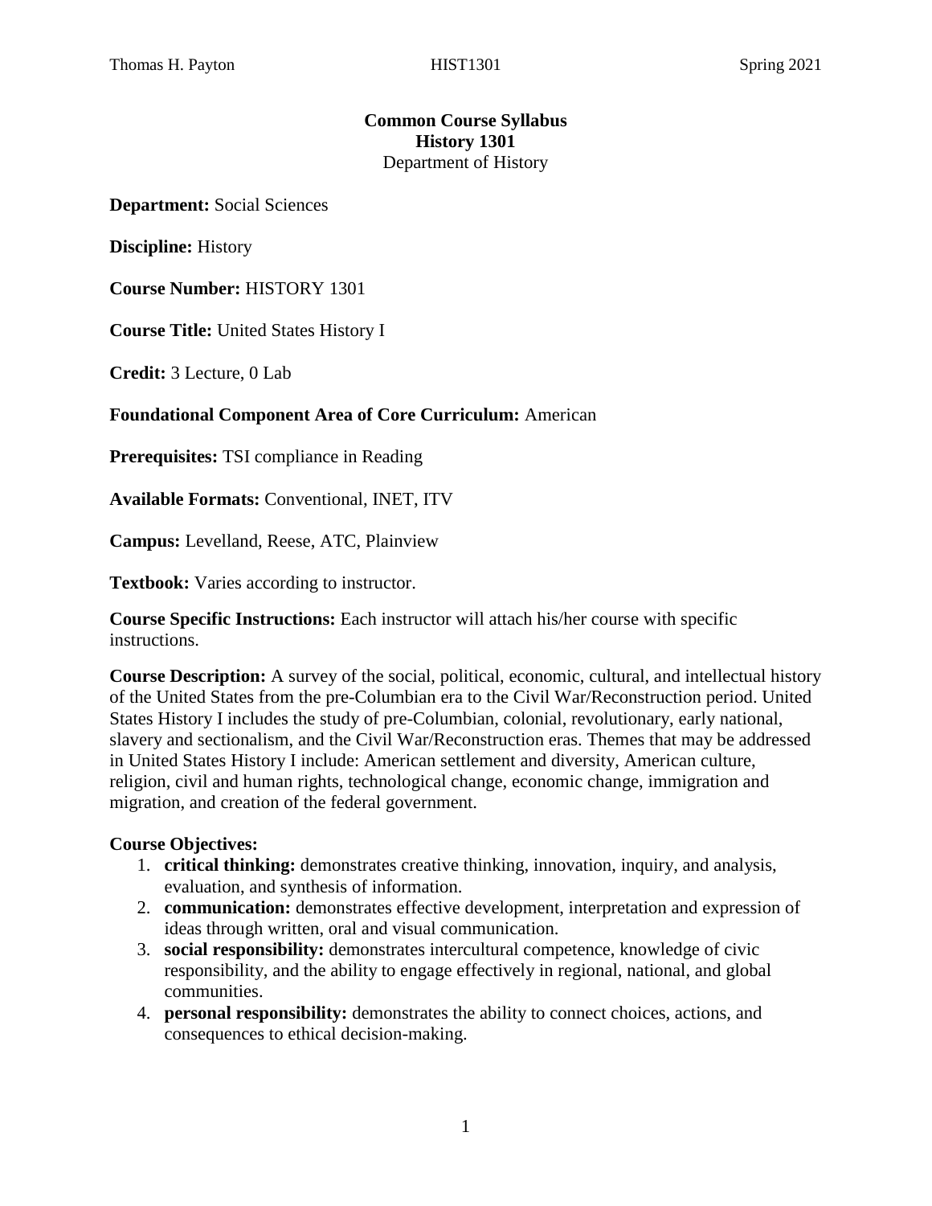# Common Course Syllabus
## History 1301
Department of History

**Department:** Social Sciences

**Discipline:** History

**Course Number:** HISTORY 1301

**Course Title:** United States History I

**Credit:** 3 Lecture, 0 Lab

**Foundational Component Area of Core Curriculum:** American

**Prerequisites:** TSI compliance in Reading

**Available Formats:** Conventional, INET, ITV

**Campus:** Levelland, Reese, ATC, Plainview

**Textbook:** Varies according to instructor.

**Course Specific Instructions:** Each instructor will attach his/her course with specific instructions.

**Course Description:** A survey of the social, political, economic, cultural, and intellectual history of the United States from the pre-Columbian era to the Civil War/Reconstruction period. United States History I includes the study of pre-Columbian, colonial, revolutionary, early national, slavery and sectionalism, and the Civil War/Reconstruction eras. Themes that may be addressed in United States History I include: American settlement and diversity, American culture, religion, civil and human rights, technological change, economic change, immigration and migration, and creation of the federal government.

**Course Objectives:**

1. **critical thinking:** demonstrates creative thinking, innovation, inquiry, and analysis, evaluation, and synthesis of information.
2. **communication:** demonstrates effective development, interpretation and expression of ideas through written, oral and visual communication.
3. **social responsibility:** demonstrates intercultural competence, knowledge of civic responsibility, and the ability to engage effectively in regional, national, and global communities.
4. **personal responsibility:** demonstrates the ability to connect choices, actions, and consequences to ethical decision-making.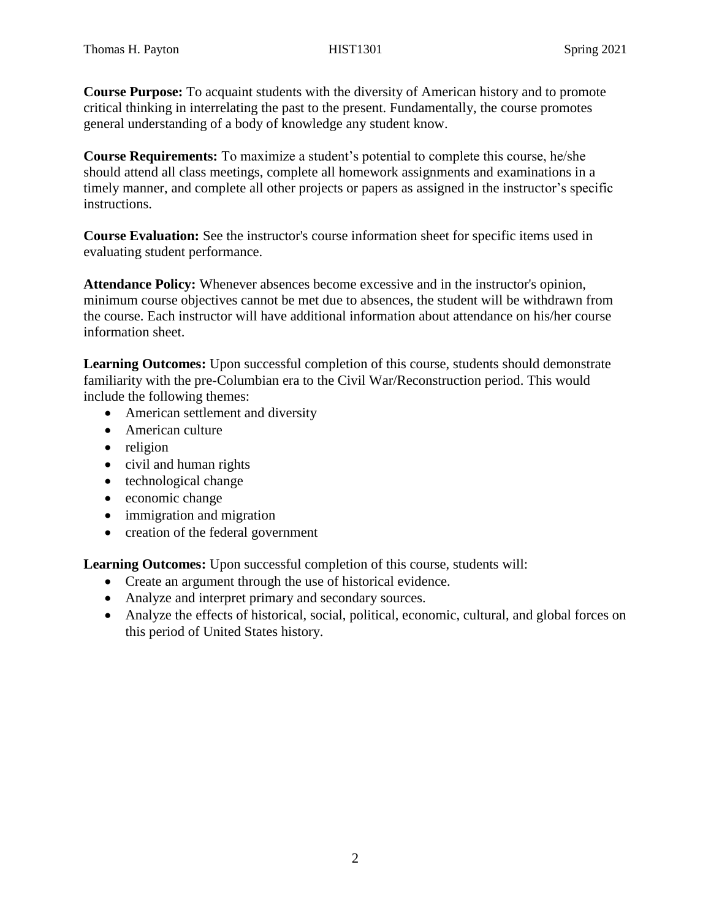**Course Purpose:** To acquaint students with the diversity of American history and to promote critical thinking in interrelating the past to the present. Fundamentally, the course promotes general understanding of a body of knowledge any student know.

**Course Requirements:** To maximize a student's potential to complete this course, he/she should attend all class meetings, complete all homework assignments and examinations in a timely manner, and complete all other projects or papers as assigned in the instructor's specific instructions.

**Course Evaluation:** See the instructor's course information sheet for specific items used in evaluating student performance.

**Attendance Policy:** Whenever absences become excessive and in the instructor's opinion, minimum course objectives cannot be met due to absences, the student will be withdrawn from the course. Each instructor will have additional information about attendance on his/her course information sheet.

**Learning Outcomes:** Upon successful completion of this course, students should demonstrate familiarity with the pre-Columbian era to the Civil War/Reconstruction period. This would include the following themes:

- American settlement and diversity
- American culture
- religion
- civil and human rights
- technological change
- economic change
- immigration and migration
- creation of the federal government

**Learning Outcomes:** Upon successful completion of this course, students will:

- Create an argument through the use of historical evidence.
- Analyze and interpret primary and secondary sources.
- Analyze the effects of historical, social, political, economic, cultural, and global forces on this period of United States history.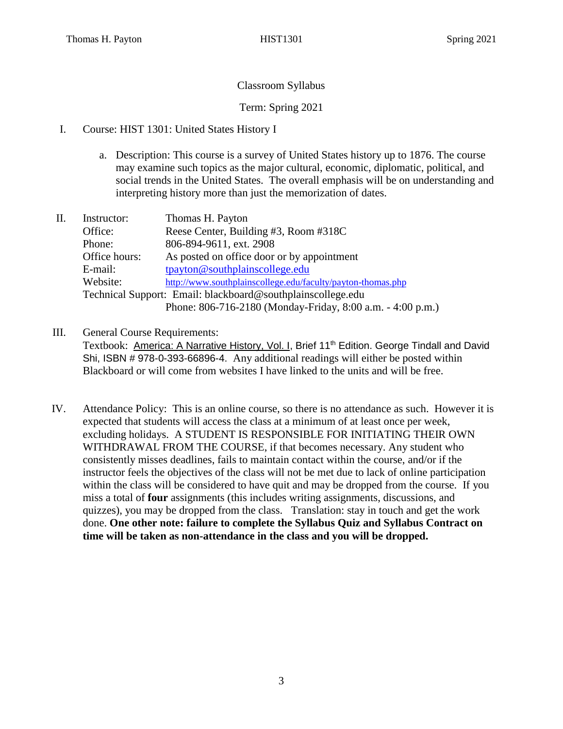Classroom Syllabus

Term: Spring 2021

I. Course: HIST 1301: United States History I

   a. Description: This course is a survey of United States history up to 1876. The course may examine such topics as the major cultural, economic, diplomatic, political, and social trends in the United States. The overall emphasis will be on understanding and interpreting history more than just the memorization of dates.

II. Instructor: Thomas H. Payton
   Office: Reese Center, Building #3, Room #318C
   Phone: 806-894-9611, ext. 2908
   Office hours: As posted on office door or by appointment
   E-mail: tpayton@southplainscollege.edu
   Website: http://www.southplainscollege.edu/faculty/payton-thomas.php
   Technical Support: Email: blackboard@southplainscollege.edu
   Phone: 806-716-2180 (Monday-Friday, 8:00 a.m. - 4:00 p.m.)

III. General Course Requirements:
   Textbook: America: A Narrative History, Vol. I, Brief 11th Edition. George Tindall and David Shi, ISBN # 978-0-393-66896-4. Any additional readings will either be posted within Blackboard or will come from websites I have linked to the units and will be free.

IV. Attendance Policy: This is an online course, so there is no attendance as such. However it is expected that students will access the class at a minimum of at least once per week, excluding holidays. A STUDENT IS RESPONSIBLE FOR INITIATING THEIR OWN WITHDRAWAL FROM THE COURSE, if that becomes necessary. Any student who consistently misses deadlines, fails to maintain contact within the course, and/or if the instructor feels the objectives of the class will not be met due to lack of online participation within the class will be considered to have quit and may be dropped from the course. If you miss a total of **four** assignments (this includes writing assignments, discussions, and quizzes), you may be dropped from the class. Translation: stay in touch and get the work done. **One other note: failure to complete the Syllabus Quiz and Syllabus Contract on time will be taken as non-attendance in the class and you will be dropped.**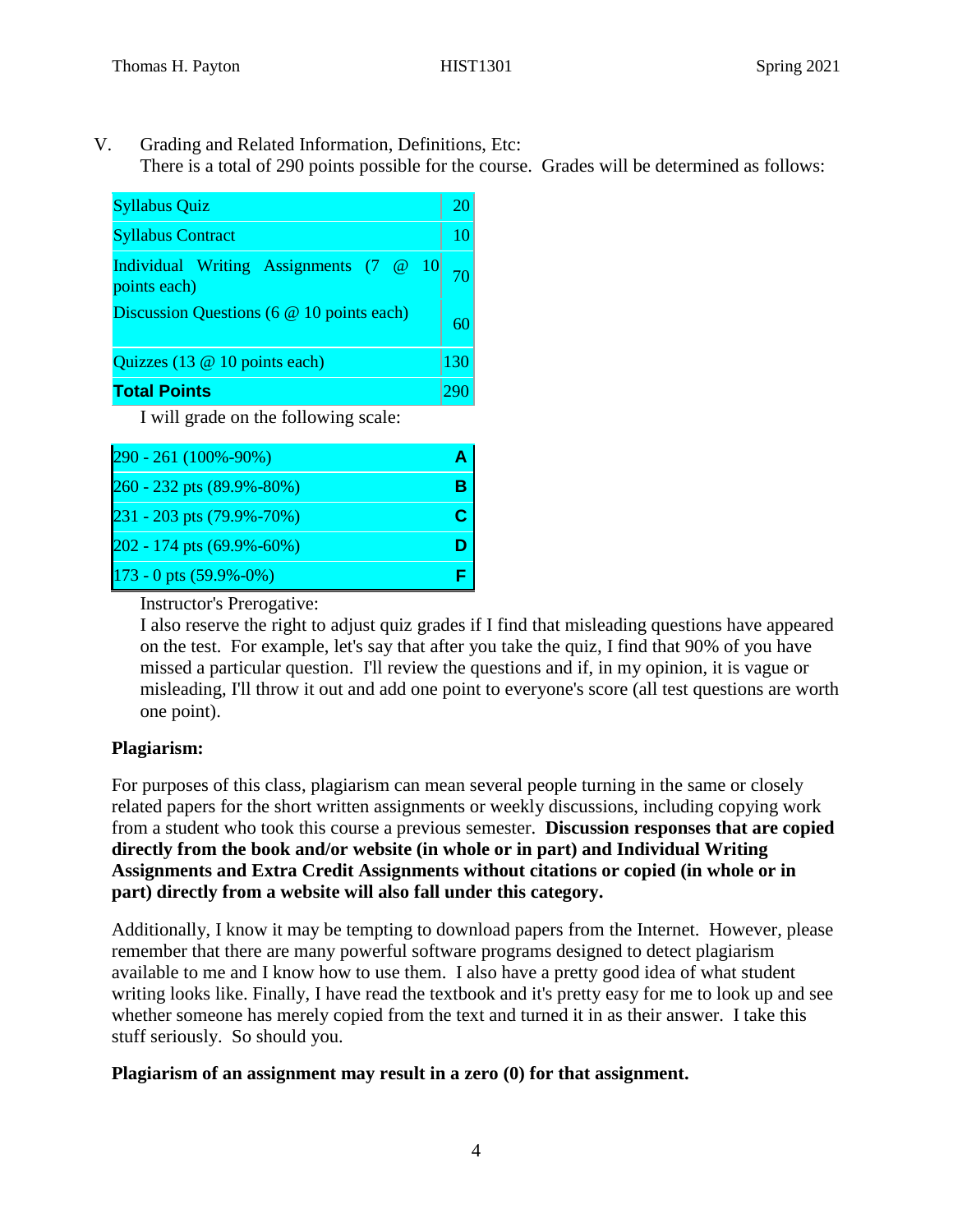V. Grading and Related Information, Definitions, Etc:

There is a total of 290 points possible for the course. Grades will be determined as follows:

| Item | Points |
|---|---|
| Syllabus Quiz | 20 |
| Syllabus Contract | 10 |
| Individual Writing Assignments (7 @ 10 points each) | 70 |
| Discussion Questions (6 @ 10 points each) | 60 |
| Quizzes (13 @ 10 points each) | 130 |
| **Total Points** | 290 |

I will grade on the following scale:

| Range | Grade |
|---|---|
| 290 - 261 (100%-90%) | **A** |
| 260 - 232 pts (89.9%-80%) | **B** |
| 231 - 203 pts (79.9%-70%) | **C** |
| 202 - 174 pts (69.9%-60%) | **D** |
| 173 - 0 pts (59.9%-0%) | **F** |

Instructor's Prerogative:

I also reserve the right to adjust quiz grades if I find that misleading questions have appeared on the test. For example, let's say that after you take the quiz, I find that 90% of you have missed a particular question. I'll review the questions and if, in my opinion, it is vague or misleading, I'll throw it out and add one point to everyone's score (all test questions are worth one point).

**Plagiarism:**

For purposes of this class, plagiarism can mean several people turning in the same or closely related papers for the short written assignments or weekly discussions, including copying work from a student who took this course a previous semester. **Discussion responses that are copied directly from the book and/or website (in whole or in part) and Individual Writing Assignments and Extra Credit Assignments without citations or copied (in whole or in part) directly from a website will also fall under this category.**

Additionally, I know it may be tempting to download papers from the Internet. However, please remember that there are many powerful software programs designed to detect plagiarism available to me and I know how to use them. I also have a pretty good idea of what student writing looks like. Finally, I have read the textbook and it's pretty easy for me to look up and see whether someone has merely copied from the text and turned it in as their answer. I take this stuff seriously. So should you.

**Plagiarism of an assignment may result in a zero (0) for that assignment.**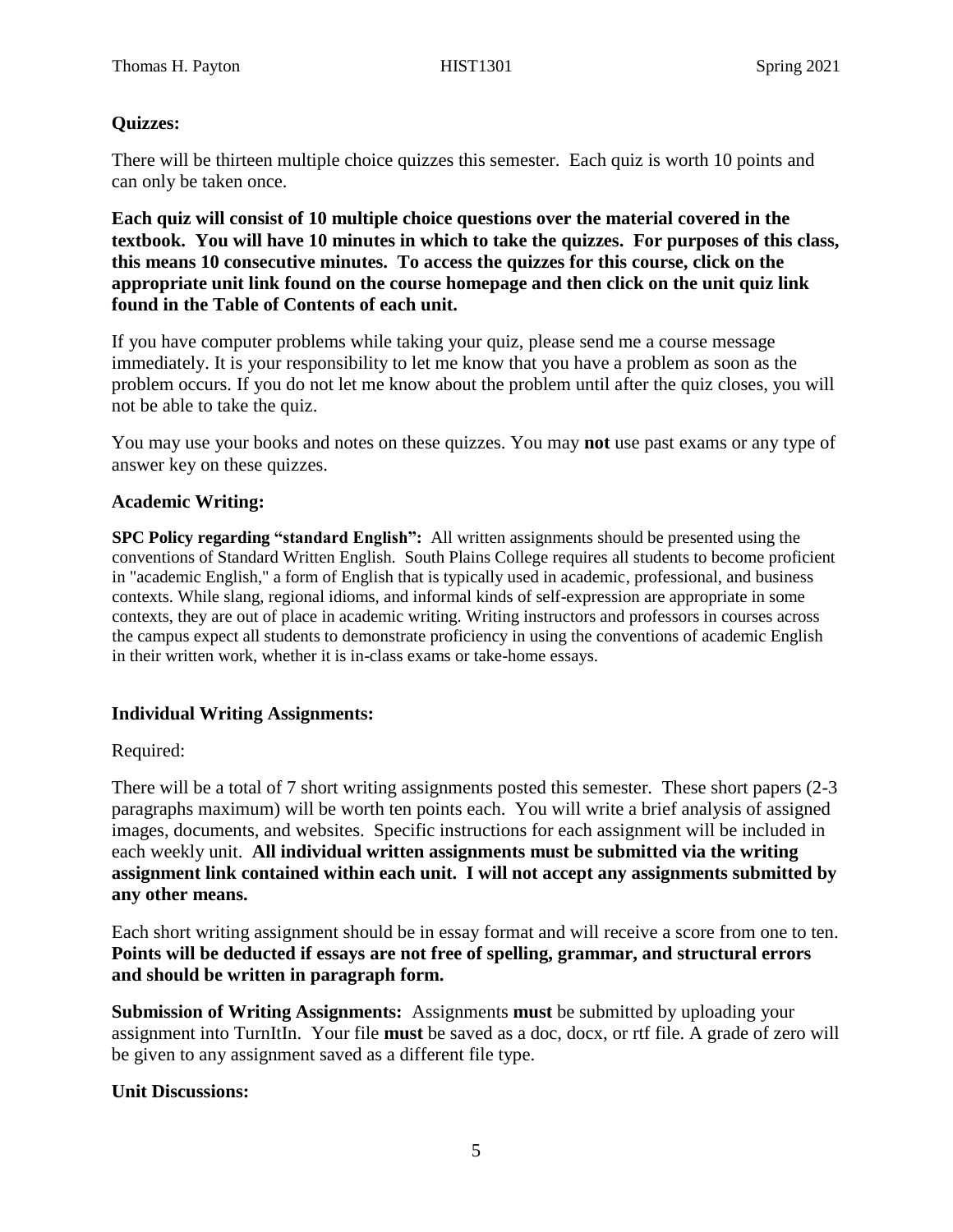### Quizzes:

There will be thirteen multiple choice quizzes this semester. Each quiz is worth 10 points and can only be taken once.

**Each quiz will consist of 10 multiple choice questions over the material covered in the textbook. You will have 10 minutes in which to take the quizzes. For purposes of this class, this means 10 consecutive minutes. To access the quizzes for this course, click on the appropriate unit link found on the course homepage and then click on the unit quiz link found in the Table of Contents of each unit.**

If you have computer problems while taking your quiz, please send me a course message immediately. It is your responsibility to let me know that you have a problem as soon as the problem occurs. If you do not let me know about the problem until after the quiz closes, you will not be able to take the quiz.

You may use your books and notes on these quizzes. You may **not** use past exams or any type of answer key on these quizzes.

### Academic Writing:

**SPC Policy regarding "standard English":** All written assignments should be presented using the conventions of Standard Written English. South Plains College requires all students to become proficient in "academic English," a form of English that is typically used in academic, professional, and business contexts. While slang, regional idioms, and informal kinds of self-expression are appropriate in some contexts, they are out of place in academic writing. Writing instructors and professors in courses across the campus expect all students to demonstrate proficiency in using the conventions of academic English in their written work, whether it is in-class exams or take-home essays.

### Individual Writing Assignments:

Required:

There will be a total of 7 short writing assignments posted this semester. These short papers (2-3 paragraphs maximum) will be worth ten points each. You will write a brief analysis of assigned images, documents, and websites. Specific instructions for each assignment will be included in each weekly unit. **All individual written assignments must be submitted via the writing assignment link contained within each unit. I will not accept any assignments submitted by any other means.**

Each short writing assignment should be in essay format and will receive a score from one to ten. **Points will be deducted if essays are not free of spelling, grammar, and structural errors and should be written in paragraph form.**

**Submission of Writing Assignments:** Assignments **must** be submitted by uploading your assignment into TurnItIn. Your file **must** be saved as a doc, docx, or rtf file. A grade of zero will be given to any assignment saved as a different file type.

### Unit Discussions: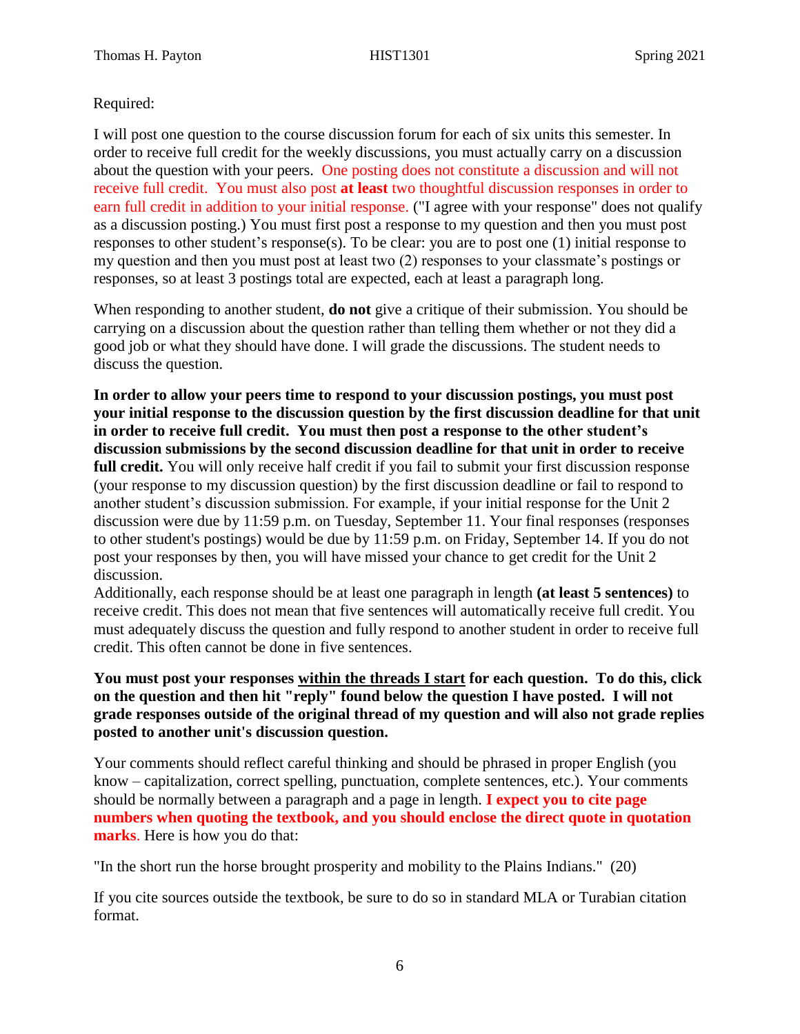Required:

I will post one question to the course discussion forum for each of six units this semester. In order to receive full credit for the weekly discussions, you must actually carry on a discussion about the question with your peers. One posting does not constitute a discussion and will not receive full credit. You must also post **at least** two thoughtful discussion responses in order to earn full credit in addition to your initial response. ("I agree with your response" does not qualify as a discussion posting.) You must first post a response to my question and then you must post responses to other student's response(s). To be clear: you are to post one (1) initial response to my question and then you must post at least two (2) responses to your classmate's postings or responses, so at least 3 postings total are expected, each at least a paragraph long.

When responding to another student, **do not** give a critique of their submission. You should be carrying on a discussion about the question rather than telling them whether or not they did a good job or what they should have done. I will grade the discussions. The student needs to discuss the question.

**In order to allow your peers time to respond to your discussion postings, you must post your initial response to the discussion question by the first discussion deadline for that unit in order to receive full credit. You must then post a response to the other student's discussion submissions by the second discussion deadline for that unit in order to receive full credit.** You will only receive half credit if you fail to submit your first discussion response (your response to my discussion question) by the first discussion deadline or fail to respond to another student's discussion submission. For example, if your initial response for the Unit 2 discussion were due by 11:59 p.m. on Tuesday, September 11. Your final responses (responses to other student's postings) would be due by 11:59 p.m. on Friday, September 14. If you do not post your responses by then, you will have missed your chance to get credit for the Unit 2 discussion.

Additionally, each response should be at least one paragraph in length **(at least 5 sentences)** to receive credit. This does not mean that five sentences will automatically receive full credit. You must adequately discuss the question and fully respond to another student in order to receive full credit. This often cannot be done in five sentences.

**You must post your responses <u>within the threads I start</u> for each question. To do this, click on the question and then hit "reply" found below the question I have posted. I will not grade responses outside of the original thread of my question and will also not grade replies posted to another unit's discussion question.**

Your comments should reflect careful thinking and should be phrased in proper English (you know – capitalization, correct spelling, punctuation, complete sentences, etc.). Your comments should be normally between a paragraph and a page in length. **I expect you to cite page numbers when quoting the textbook, and you should enclose the direct quote in quotation marks**. Here is how you do that:

"In the short run the horse brought prosperity and mobility to the Plains Indians." (20)

If you cite sources outside the textbook, be sure to do so in standard MLA or Turabian citation format.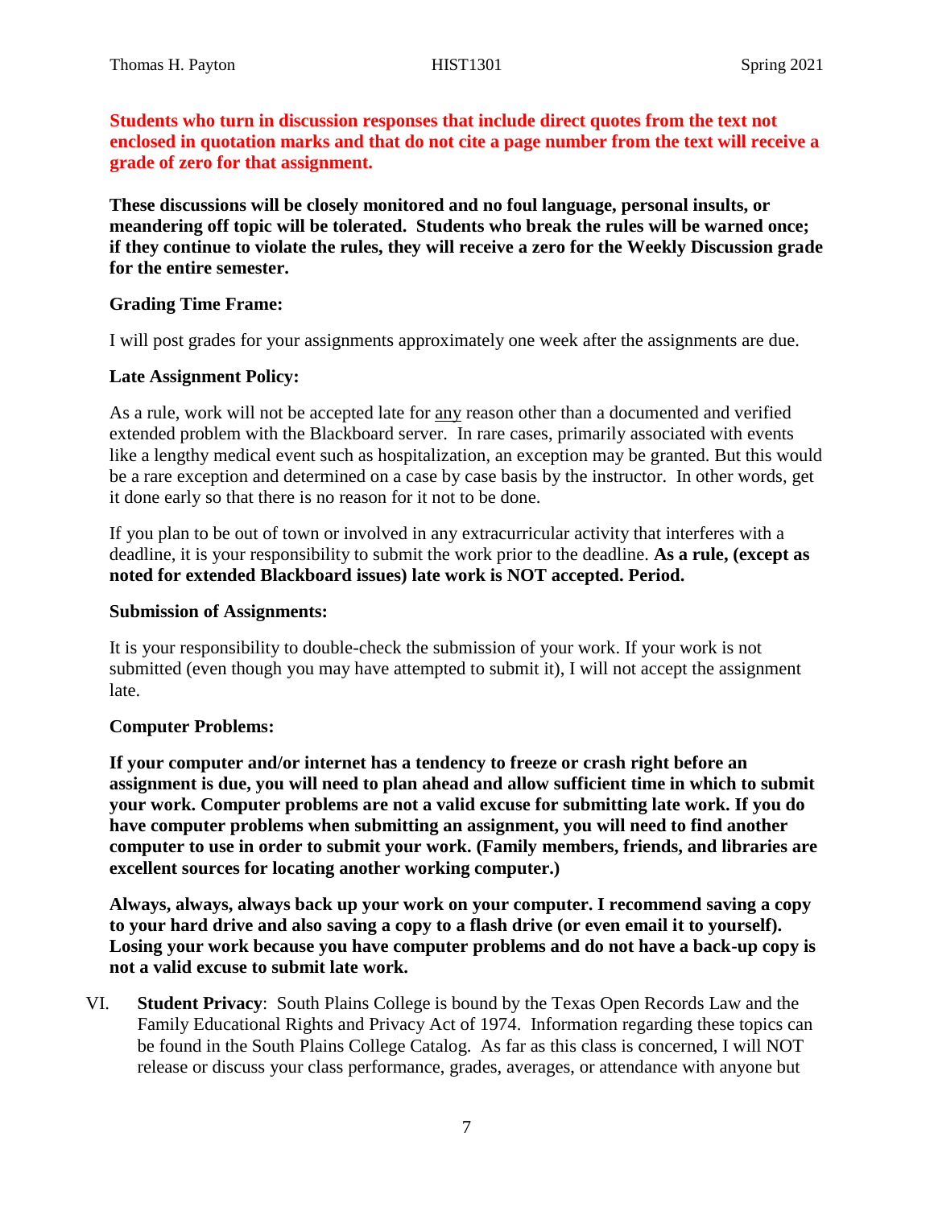**Students who turn in discussion responses that include direct quotes from the text not enclosed in quotation marks and that do not cite a page number from the text will receive a grade of zero for that assignment.**

**These discussions will be closely monitored and no foul language, personal insults, or meandering off topic will be tolerated. Students who break the rules will be warned once; if they continue to violate the rules, they will receive a zero for the Weekly Discussion grade for the entire semester.**

**Grading Time Frame:**

I will post grades for your assignments approximately one week after the assignments are due.

**Late Assignment Policy:**

As a rule, work will not be accepted late for any reason other than a documented and verified extended problem with the Blackboard server. In rare cases, primarily associated with events like a lengthy medical event such as hospitalization, an exception may be granted. But this would be a rare exception and determined on a case by case basis by the instructor. In other words, get it done early so that there is no reason for it not to be done.

If you plan to be out of town or involved in any extracurricular activity that interferes with a deadline, it is your responsibility to submit the work prior to the deadline. **As a rule, (except as noted for extended Blackboard issues) late work is NOT accepted. Period.**

**Submission of Assignments:**

It is your responsibility to double-check the submission of your work. If your work is not submitted (even though you may have attempted to submit it), I will not accept the assignment late.

**Computer Problems:**

**If your computer and/or internet has a tendency to freeze or crash right before an assignment is due, you will need to plan ahead and allow sufficient time in which to submit your work. Computer problems are not a valid excuse for submitting late work. If you do have computer problems when submitting an assignment, you will need to find another computer to use in order to submit your work. (Family members, friends, and libraries are excellent sources for locating another working computer.)**

**Always, always, always back up your work on your computer. I recommend saving a copy to your hard drive and also saving a copy to a flash drive (or even email it to yourself). Losing your work because you have computer problems and do not have a back-up copy is not a valid excuse to submit late work.**

VI. **Student Privacy**: South Plains College is bound by the Texas Open Records Law and the Family Educational Rights and Privacy Act of 1974. Information regarding these topics can be found in the South Plains College Catalog. As far as this class is concerned, I will NOT release or discuss your class performance, grades, averages, or attendance with anyone but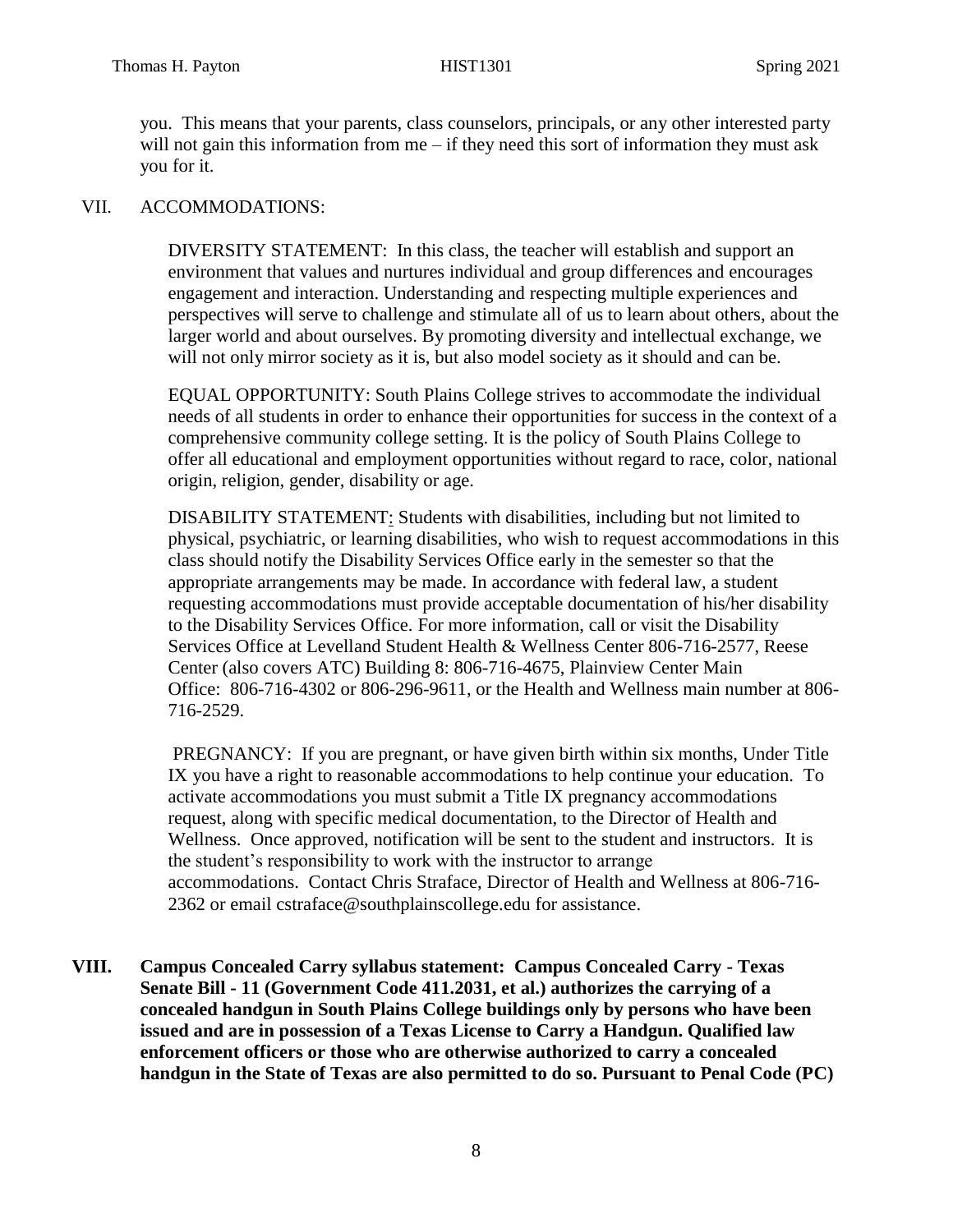you. This means that your parents, class counselors, principals, or any other interested party will not gain this information from me – if they need this sort of information they must ask you for it.

## VII. ACCOMMODATIONS:

DIVERSITY STATEMENT: In this class, the teacher will establish and support an environment that values and nurtures individual and group differences and encourages engagement and interaction. Understanding and respecting multiple experiences and perspectives will serve to challenge and stimulate all of us to learn about others, about the larger world and about ourselves. By promoting diversity and intellectual exchange, we will not only mirror society as it is, but also model society as it should and can be.

EQUAL OPPORTUNITY: South Plains College strives to accommodate the individual needs of all students in order to enhance their opportunities for success in the context of a comprehensive community college setting. It is the policy of South Plains College to offer all educational and employment opportunities without regard to race, color, national origin, religion, gender, disability or age.

DISABILITY STATEMENT: Students with disabilities, including but not limited to physical, psychiatric, or learning disabilities, who wish to request accommodations in this class should notify the Disability Services Office early in the semester so that the appropriate arrangements may be made. In accordance with federal law, a student requesting accommodations must provide acceptable documentation of his/her disability to the Disability Services Office. For more information, call or visit the Disability Services Office at Levelland Student Health & Wellness Center 806-716-2577, Reese Center (also covers ATC) Building 8: 806-716-4675, Plainview Center Main Office: 806-716-4302 or 806-296-9611, or the Health and Wellness main number at 806-716-2529.

PREGNANCY: If you are pregnant, or have given birth within six months, Under Title IX you have a right to reasonable accommodations to help continue your education. To activate accommodations you must submit a Title IX pregnancy accommodations request, along with specific medical documentation, to the Director of Health and Wellness. Once approved, notification will be sent to the student and instructors. It is the student's responsibility to work with the instructor to arrange accommodations. Contact Chris Straface, Director of Health and Wellness at 806-716-2362 or email cstraface@southplainscollege.edu for assistance.

## VIII. Campus Concealed Carry syllabus statement: Campus Concealed Carry - Texas Senate Bill - 11 (Government Code 411.2031, et al.) authorizes the carrying of a concealed handgun in South Plains College buildings only by persons who have been issued and are in possession of a Texas License to Carry a Handgun. Qualified law enforcement officers or those who are otherwise authorized to carry a concealed handgun in the State of Texas are also permitted to do so. Pursuant to Penal Code (PC)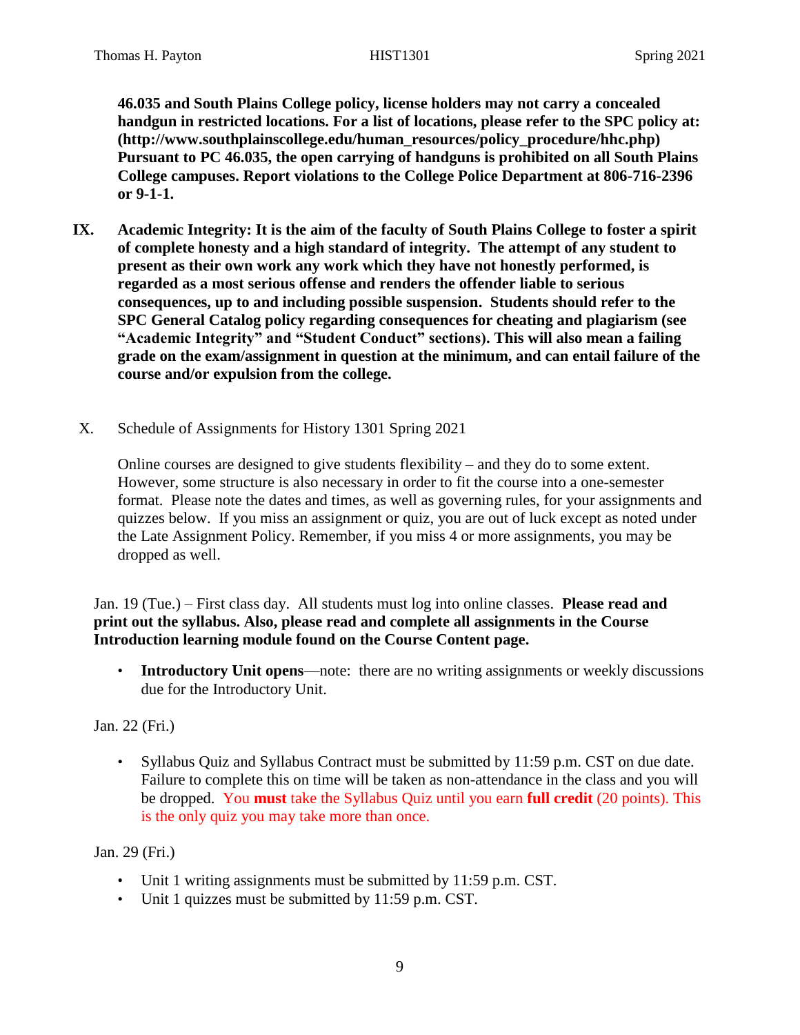**46.035 and South Plains College policy, license holders may not carry a concealed handgun in restricted locations. For a list of locations, please refer to the SPC policy at: (http://www.southplainscollege.edu/human_resources/policy_procedure/hhc.php) Pursuant to PC 46.035, the open carrying of handguns is prohibited on all South Plains College campuses. Report violations to the College Police Department at 806-716-2396 or 9-1-1.**

**IX. Academic Integrity: It is the aim of the faculty of South Plains College to foster a spirit of complete honesty and a high standard of integrity. The attempt of any student to present as their own work any work which they have not honestly performed, is regarded as a most serious offense and renders the offender liable to serious consequences, up to and including possible suspension. Students should refer to the SPC General Catalog policy regarding consequences for cheating and plagiarism (see "Academic Integrity" and "Student Conduct" sections). This will also mean a failing grade on the exam/assignment in question at the minimum, and can entail failure of the course and/or expulsion from the college.**

X. Schedule of Assignments for History 1301 Spring 2021

Online courses are designed to give students flexibility – and they do to some extent. However, some structure is also necessary in order to fit the course into a one-semester format. Please note the dates and times, as well as governing rules, for your assignments and quizzes below. If you miss an assignment or quiz, you are out of luck except as noted under the Late Assignment Policy. Remember, if you miss 4 or more assignments, you may be dropped as well.

Jan. 19 (Tue.) – First class day. All students must log into online classes. **Please read and print out the syllabus. Also, please read and complete all assignments in the Course Introduction learning module found on the Course Content page.**

- **Introductory Unit opens**—note: there are no writing assignments or weekly discussions due for the Introductory Unit.

Jan. 22 (Fri.)

- Syllabus Quiz and Syllabus Contract must be submitted by 11:59 p.m. CST on due date. Failure to complete this on time will be taken as non-attendance in the class and you will be dropped. You **must** take the Syllabus Quiz until you earn **full credit** (20 points). This is the only quiz you may take more than once.

Jan. 29 (Fri.)

- Unit 1 writing assignments must be submitted by 11:59 p.m. CST.
- Unit 1 quizzes must be submitted by 11:59 p.m. CST.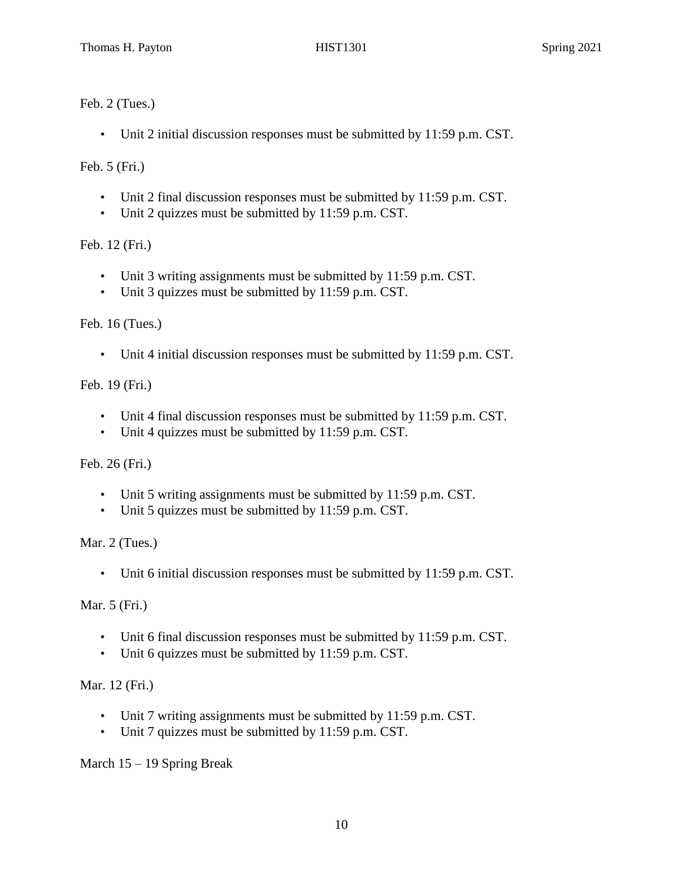Feb. 2 (Tues.)

- Unit 2 initial discussion responses must be submitted by 11:59 p.m. CST.

Feb. 5 (Fri.)

- Unit 2 final discussion responses must be submitted by 11:59 p.m. CST.
- Unit 2 quizzes must be submitted by 11:59 p.m. CST.

Feb. 12 (Fri.)

- Unit 3 writing assignments must be submitted by 11:59 p.m. CST.
- Unit 3 quizzes must be submitted by 11:59 p.m. CST.

Feb. 16 (Tues.)

- Unit 4 initial discussion responses must be submitted by 11:59 p.m. CST.

Feb. 19 (Fri.)

- Unit 4 final discussion responses must be submitted by 11:59 p.m. CST.
- Unit 4 quizzes must be submitted by 11:59 p.m. CST.

Feb. 26 (Fri.)

- Unit 5 writing assignments must be submitted by 11:59 p.m. CST.
- Unit 5 quizzes must be submitted by 11:59 p.m. CST.

Mar. 2 (Tues.)

- Unit 6 initial discussion responses must be submitted by 11:59 p.m. CST.

Mar. 5 (Fri.)

- Unit 6 final discussion responses must be submitted by 11:59 p.m. CST.
- Unit 6 quizzes must be submitted by 11:59 p.m. CST.

Mar. 12 (Fri.)

- Unit 7 writing assignments must be submitted by 11:59 p.m. CST.
- Unit 7 quizzes must be submitted by 11:59 p.m. CST.

March 15 – 19 Spring Break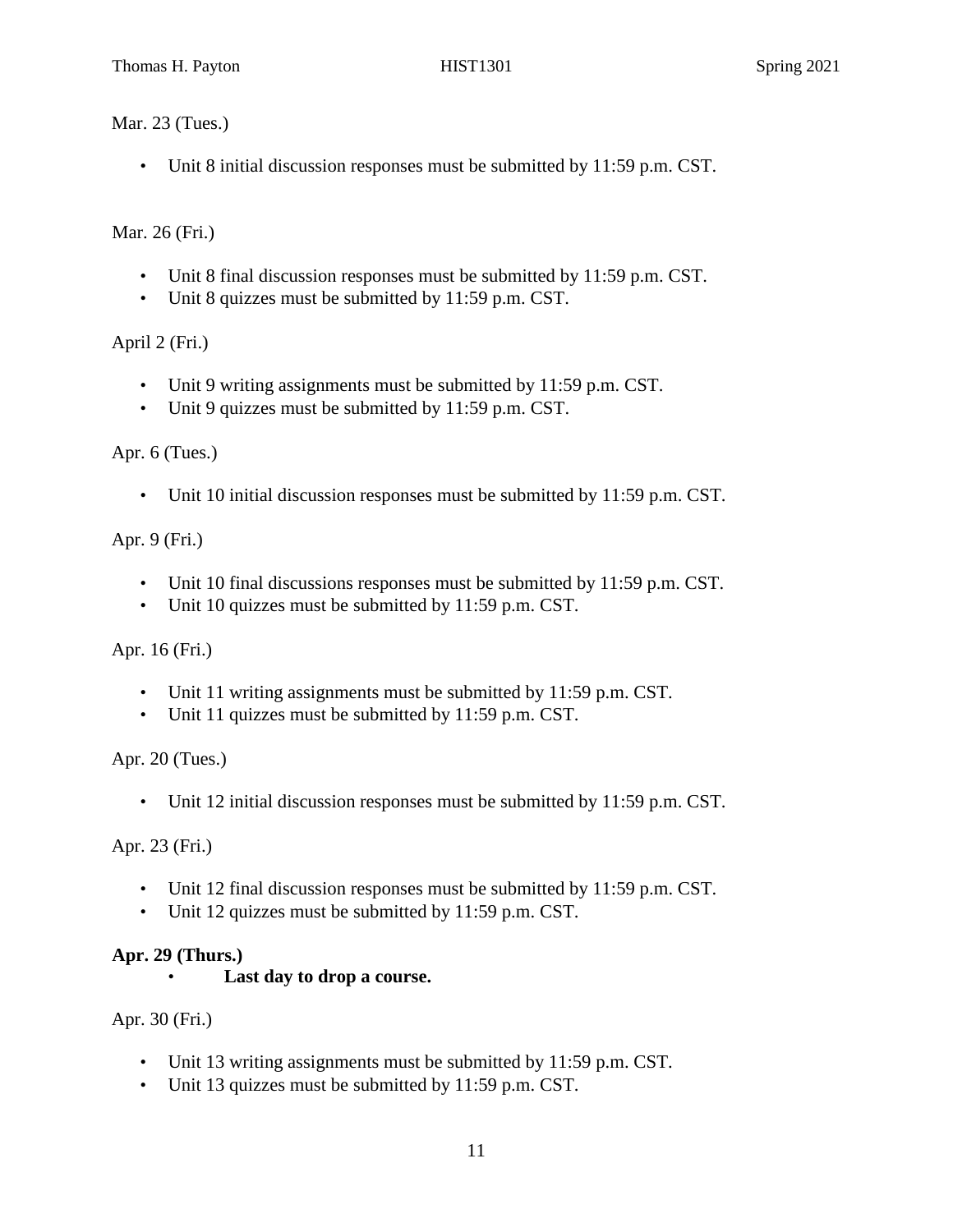Mar. 23 (Tues.)

- Unit 8 initial discussion responses must be submitted by 11:59 p.m. CST.

Mar. 26 (Fri.)

- Unit 8 final discussion responses must be submitted by 11:59 p.m. CST.
- Unit 8 quizzes must be submitted by 11:59 p.m. CST.

April 2 (Fri.)

- Unit 9 writing assignments must be submitted by 11:59 p.m. CST.
- Unit 9 quizzes must be submitted by 11:59 p.m. CST.

Apr. 6 (Tues.)

- Unit 10 initial discussion responses must be submitted by 11:59 p.m. CST.

Apr. 9 (Fri.)

- Unit 10 final discussions responses must be submitted by 11:59 p.m. CST.
- Unit 10 quizzes must be submitted by 11:59 p.m. CST.

Apr. 16 (Fri.)

- Unit 11 writing assignments must be submitted by 11:59 p.m. CST.
- Unit 11 quizzes must be submitted by 11:59 p.m. CST.

Apr. 20 (Tues.)

- Unit 12 initial discussion responses must be submitted by 11:59 p.m. CST.

Apr. 23 (Fri.)

- Unit 12 final discussion responses must be submitted by 11:59 p.m. CST.
- Unit 12 quizzes must be submitted by 11:59 p.m. CST.

**Apr. 29 (Thurs.)**

- **Last day to drop a course.**

Apr. 30 (Fri.)

- Unit 13 writing assignments must be submitted by 11:59 p.m. CST.
- Unit 13 quizzes must be submitted by 11:59 p.m. CST.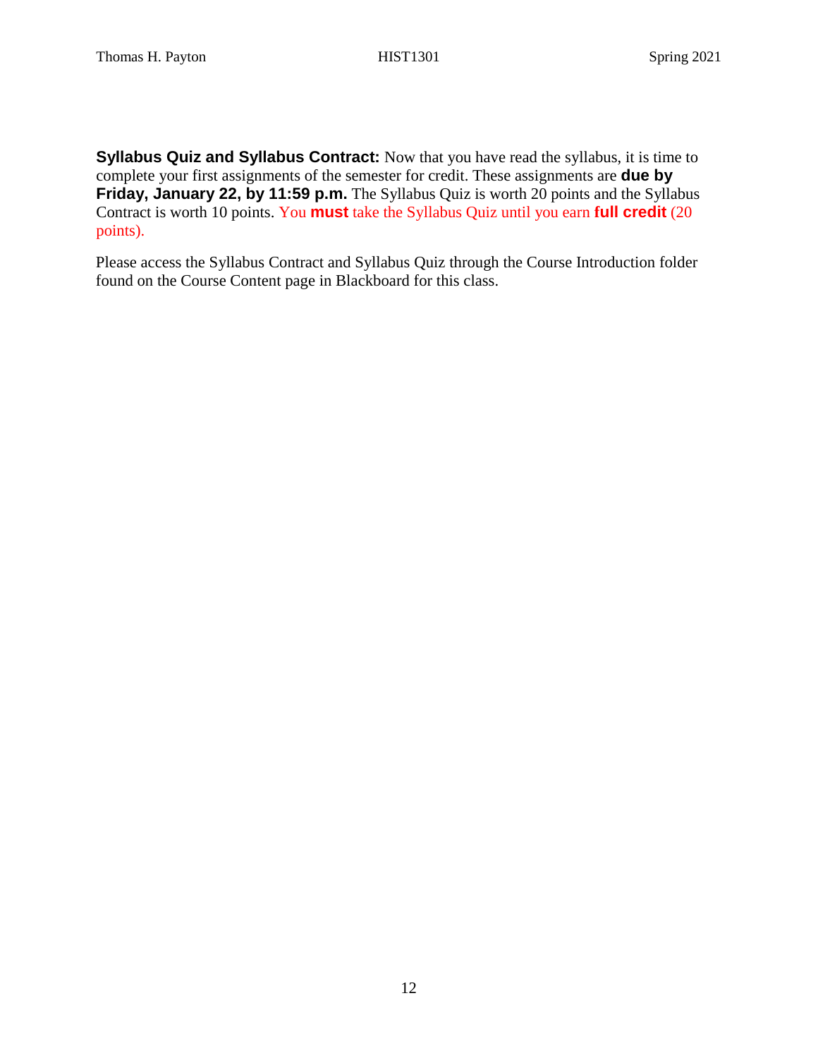**Syllabus Quiz and Syllabus Contract:** Now that you have read the syllabus, it is time to complete your first assignments of the semester for credit. These assignments are **due by Friday, January 22, by 11:59 p.m.** The Syllabus Quiz is worth 20 points and the Syllabus Contract is worth 10 points. You **must** take the Syllabus Quiz until you earn **full credit** (20 points).

Please access the Syllabus Contract and Syllabus Quiz through the Course Introduction folder found on the Course Content page in Blackboard for this class.